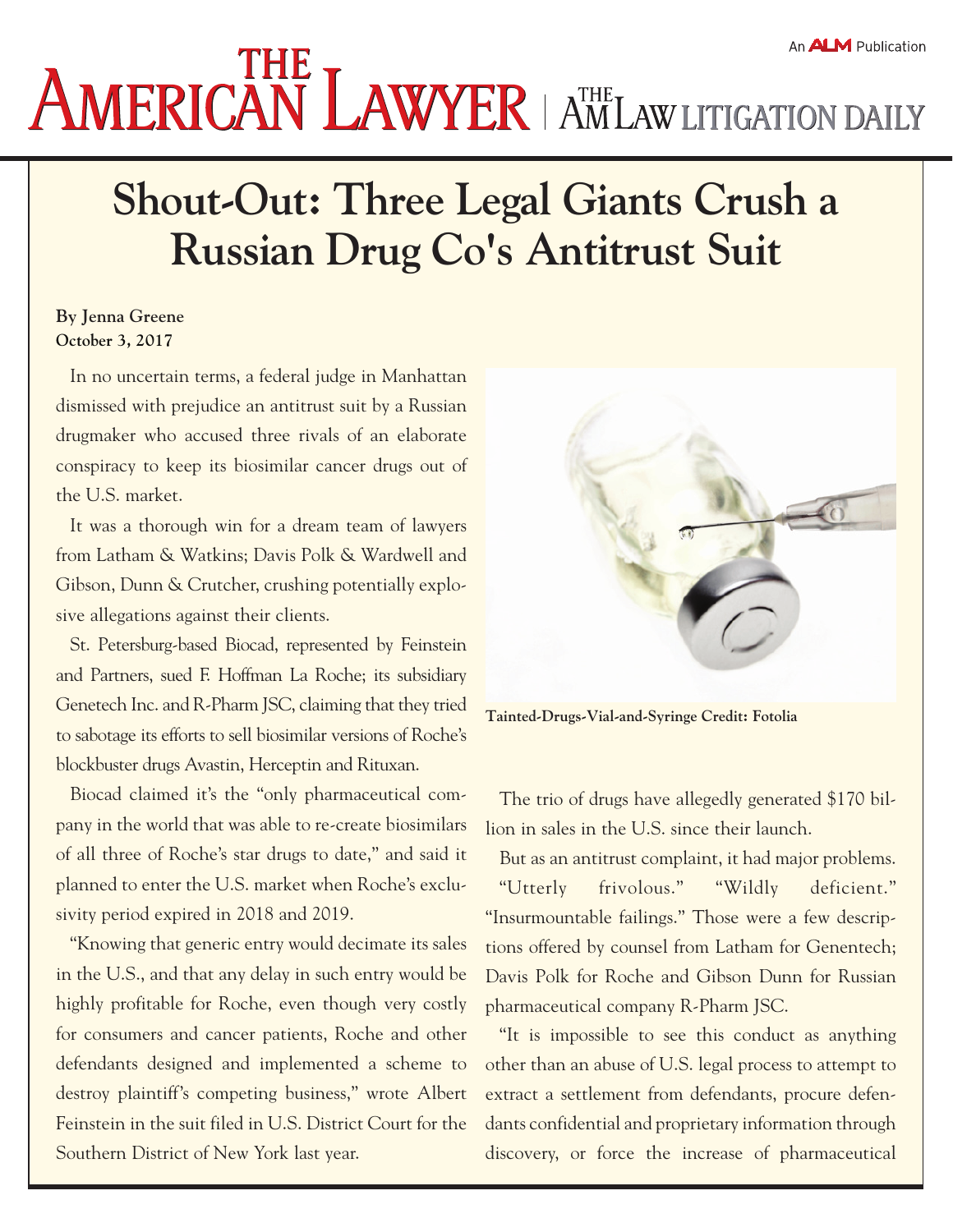An ALM Publication

# THE AMERICAN LAWYER | THE AM LAW LITIGATION DAILY

## Shout-Out: Three Legal Giants Crush a Russian Drug Co's Antitrust Suit

**By Jenna Greene**
**October 3, 2017**

In no uncertain terms, a federal judge in Manhattan dismissed with prejudice an antitrust suit by a Russian drugmaker who accused three rivals of an elaborate conspiracy to keep its biosimilar cancer drugs out of the U.S. market.

It was a thorough win for a dream team of lawyers from Latham & Watkins; Davis Polk & Wardwell and Gibson, Dunn & Crutcher, crushing potentially explosive allegations against their clients.

St. Petersburg-based Biocad, represented by Feinstein and Partners, sued F. Hoffman La Roche; its subsidiary Genetech Inc. and R-Pharm JSC, claiming that they tried to sabotage its efforts to sell biosimilar versions of Roche's blockbuster drugs Avastin, Herceptin and Rituxan.

Biocad claimed it's the "only pharmaceutical company in the world that was able to re-create biosimilars of all three of Roche's star drugs to date," and said it planned to enter the U.S. market when Roche's exclusivity period expired in 2018 and 2019.

"Knowing that generic entry would decimate its sales in the U.S., and that any delay in such entry would be highly profitable for Roche, even though very costly for consumers and cancer patients, Roche and other defendants designed and implemented a scheme to destroy plaintiff's competing business," wrote Albert Feinstein in the suit filed in U.S. District Court for the Southern District of New York last year.

**Tainted-Drugs-Vial-and-Syringe Credit: Fotolia**

The trio of drugs have allegedly generated $170 billion in sales in the U.S. since their launch.

But as an antitrust complaint, it had major problems.

"Utterly frivolous." "Wildly deficient." "Insurmountable failings." Those were a few descriptions offered by counsel from Latham for Genentech; Davis Polk for Roche and Gibson Dunn for Russian pharmaceutical company R-Pharm JSC.

"It is impossible to see this conduct as anything other than an abuse of U.S. legal process to attempt to extract a settlement from defendants, procure defendants confidential and proprietary information through discovery, or force the increase of pharmaceutical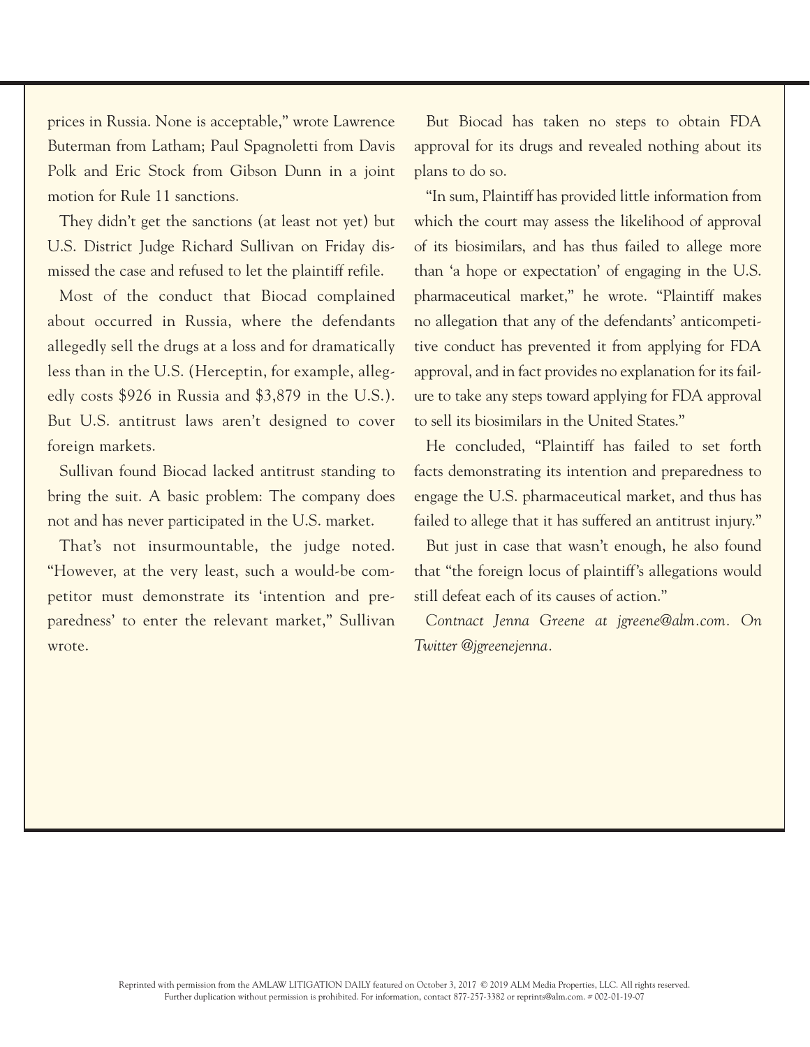prices in Russia. None is acceptable," wrote Lawrence Buterman from Latham; Paul Spagnoletti from Davis Polk and Eric Stock from Gibson Dunn in a joint motion for Rule 11 sanctions.

They didn't get the sanctions (at least not yet) but U.S. District Judge Richard Sullivan on Friday dismissed the case and refused to let the plaintiff refile.

Most of the conduct that Biocad complained about occurred in Russia, where the defendants allegedly sell the drugs at a loss and for dramatically less than in the U.S. (Herceptin, for example, allegedly costs $926 in Russia and $3,879 in the U.S.). But U.S. antitrust laws aren't designed to cover foreign markets.

Sullivan found Biocad lacked antitrust standing to bring the suit. A basic problem: The company does not and has never participated in the U.S. market.

That's not insurmountable, the judge noted. "However, at the very least, such a would-be competitor must demonstrate its 'intention and preparedness' to enter the relevant market," Sullivan wrote.

But Biocad has taken no steps to obtain FDA approval for its drugs and revealed nothing about its plans to do so.

"In sum, Plaintiff has provided little information from which the court may assess the likelihood of approval of its biosimilars, and has thus failed to allege more than 'a hope or expectation' of engaging in the U.S. pharmaceutical market," he wrote. "Plaintiff makes no allegation that any of the defendants' anticompetitive conduct has prevented it from applying for FDA approval, and in fact provides no explanation for its failure to take any steps toward applying for FDA approval to sell its biosimilars in the United States."

He concluded, "Plaintiff has failed to set forth facts demonstrating its intention and preparedness to engage the U.S. pharmaceutical market, and thus has failed to allege that it has suffered an antitrust injury."

But just in case that wasn't enough, he also found that "the foreign locus of plaintiff's allegations would still defeat each of its causes of action."

*Contnact Jenna Greene at jgreene@alm.com. On Twitter @jgreenejenna.*

Reprinted with permission from the AMLAW LITIGATION DAILY featured on October 3, 2017 © 2019 ALM Media Properties, LLC. All rights reserved. Further duplication without permission is prohibited. For information, contact 877-257-3382 or reprints@alm.com. # 002-01-19-07